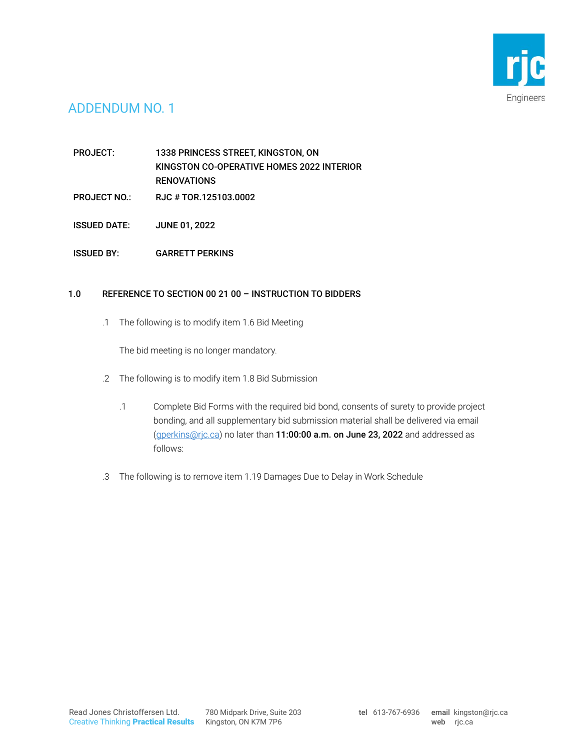# ADDENDUM NO. 1

**PROJECT:** 1338 PRINCESS STREET, KINGSTON, ON
KINGSTON CO-OPERATIVE HOMES 2022 INTERIOR RENOVATIONS

**PROJECT NO.:** RJC # TOR.125103.0002

**ISSUED DATE:** JUNE 01, 2022

**ISSUED BY:** GARRETT PERKINS

## 1.0 REFERENCE TO SECTION 00 21 00 – INSTRUCTION TO BIDDERS

.1 The following is to modify item 1.6 Bid Meeting

The bid meeting is no longer mandatory.

.2 The following is to modify item 1.8 Bid Submission

.1 Complete Bid Forms with the required bid bond, consents of surety to provide project bonding, and all supplementary bid submission material shall be delivered via email (gperkins@rjc.ca) no later than **11:00:00 a.m. on June 23, 2022** and addressed as follows:

.3 The following is to remove item 1.19 Damages Due to Delay in Work Schedule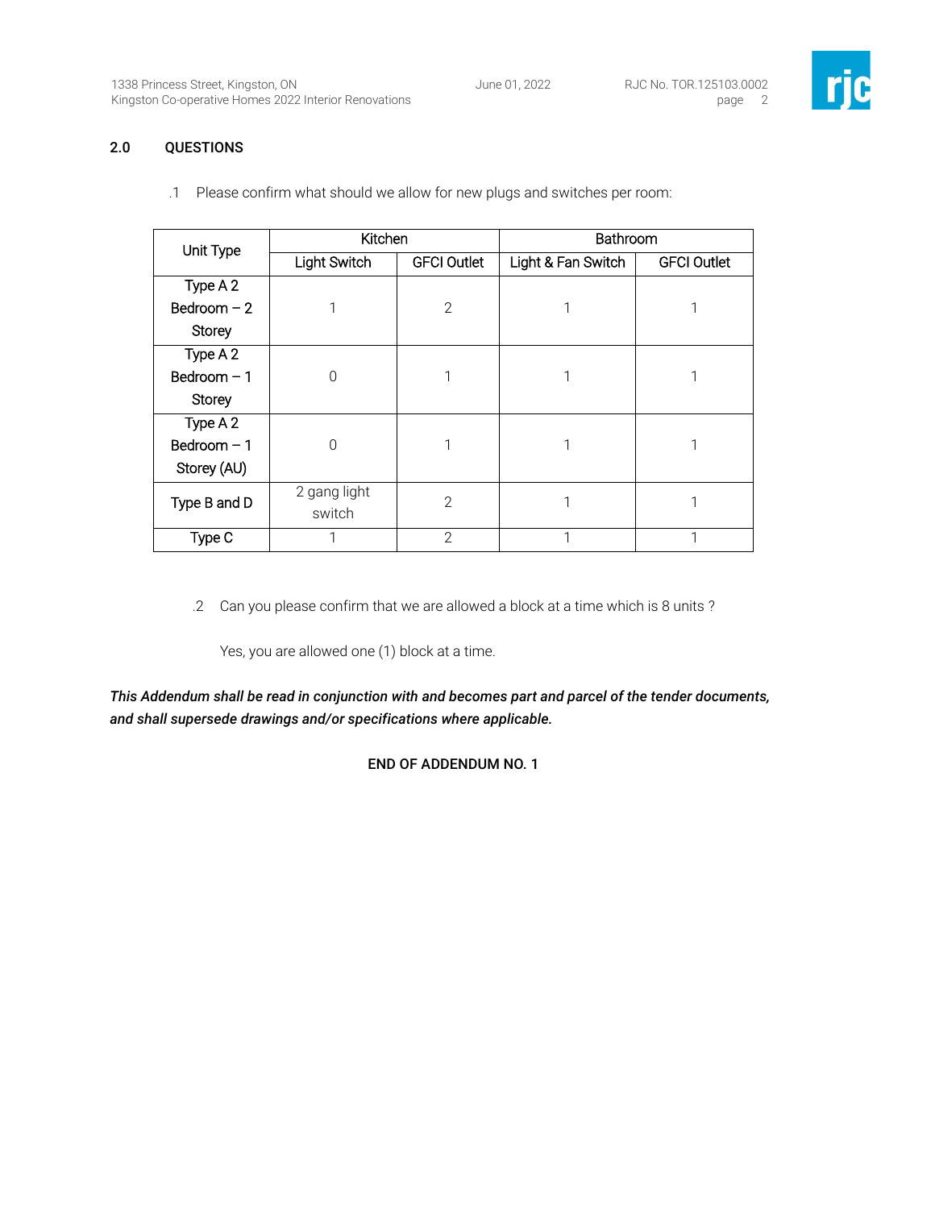## 2.0 QUESTIONS

.1 Please confirm what should we allow for new plugs and switches per room:

| Unit Type | Kitchen | | Bathroom | |
|---|---|---|---|---|
| | Light Switch | GFCI Outlet | Light & Fan Switch | GFCI Outlet |
| Type A 2 Bedroom – 2 Storey | 1 | 2 | 1 | 1 |
| Type A 2 Bedroom – 1 Storey | 0 | 1 | 1 | 1 |
| Type A 2 Bedroom – 1 Storey (AU) | 0 | 1 | 1 | 1 |
| Type B and D | 2 gang light switch | 2 | 1 | 1 |
| Type C | 1 | 2 | 1 | 1 |

.2 Can you please confirm that we are allowed a block at a time which is 8 units ?

Yes, you are allowed one (1) block at a time.

***This Addendum shall be read in conjunction with and becomes part and parcel of the tender documents, and shall supersede drawings and/or specifications where applicable.***

**END OF ADDENDUM NO. 1**